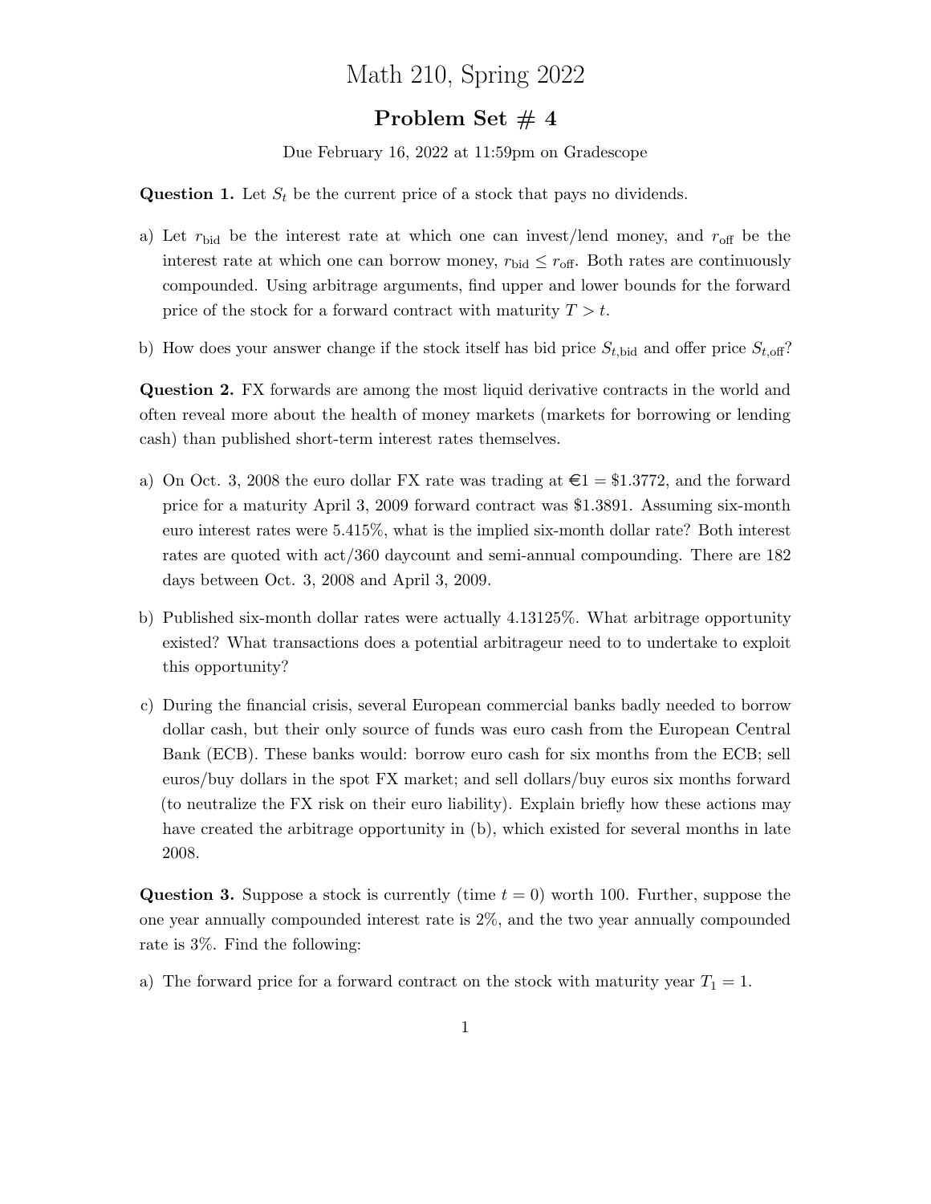# Math 210, Spring 2022

## Problem Set # 4

Due February 16, 2022 at 11:59pm on Gradescope

**Question 1.** Let $S_t$ be the current price of a stock that pays no dividends.

a) Let $r_{\text{bid}}$ be the interest rate at which one can invest/lend money, and $r_{\text{off}}$ be the interest rate at which one can borrow money, $r_{\text{bid}} \leq r_{\text{off}}$. Both rates are continuously compounded. Using arbitrage arguments, find upper and lower bounds for the forward price of the stock for a forward contract with maturity $T > t$.

b) How does your answer change if the stock itself has bid price $S_{t,\text{bid}}$ and offer price $S_{t,\text{off}}$?

**Question 2.** FX forwards are among the most liquid derivative contracts in the world and often reveal more about the health of money markets (markets for borrowing or lending cash) than published short-term interest rates themselves.

a) On Oct. 3, 2008 the euro dollar FX rate was trading at €1 = \$1.3772, and the forward price for a maturity April 3, 2009 forward contract was \$1.3891. Assuming six-month euro interest rates were 5.415%, what is the implied six-month dollar rate? Both interest rates are quoted with act/360 daycount and semi-annual compounding. There are 182 days between Oct. 3, 2008 and April 3, 2009.

b) Published six-month dollar rates were actually 4.13125%. What arbitrage opportunity existed? What transactions does a potential arbitrageur need to to undertake to exploit this opportunity?

c) During the financial crisis, several European commercial banks badly needed to borrow dollar cash, but their only source of funds was euro cash from the European Central Bank (ECB). These banks would: borrow euro cash for six months from the ECB; sell euros/buy dollars in the spot FX market; and sell dollars/buy euros six months forward (to neutralize the FX risk on their euro liability). Explain briefly how these actions may have created the arbitrage opportunity in (b), which existed for several months in late 2008.

**Question 3.** Suppose a stock is currently (time $t = 0$) worth 100. Further, suppose the one year annually compounded interest rate is 2%, and the two year annually compounded rate is 3%. Find the following:

a) The forward price for a forward contract on the stock with maturity year $T_1 = 1$.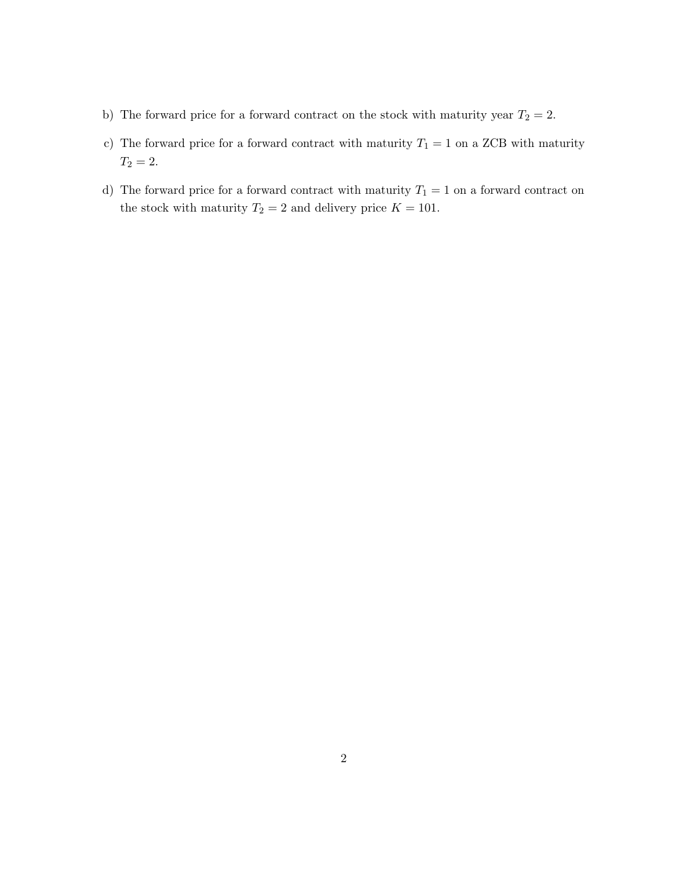b) The forward price for a forward contract on the stock with maturity year $T_2 = 2$.

c) The forward price for a forward contract with maturity $T_1 = 1$ on a ZCB with maturity $T_2 = 2$.

d) The forward price for a forward contract with maturity $T_1 = 1$ on a forward contract on the stock with maturity $T_2 = 2$ and delivery price $K = 101$.